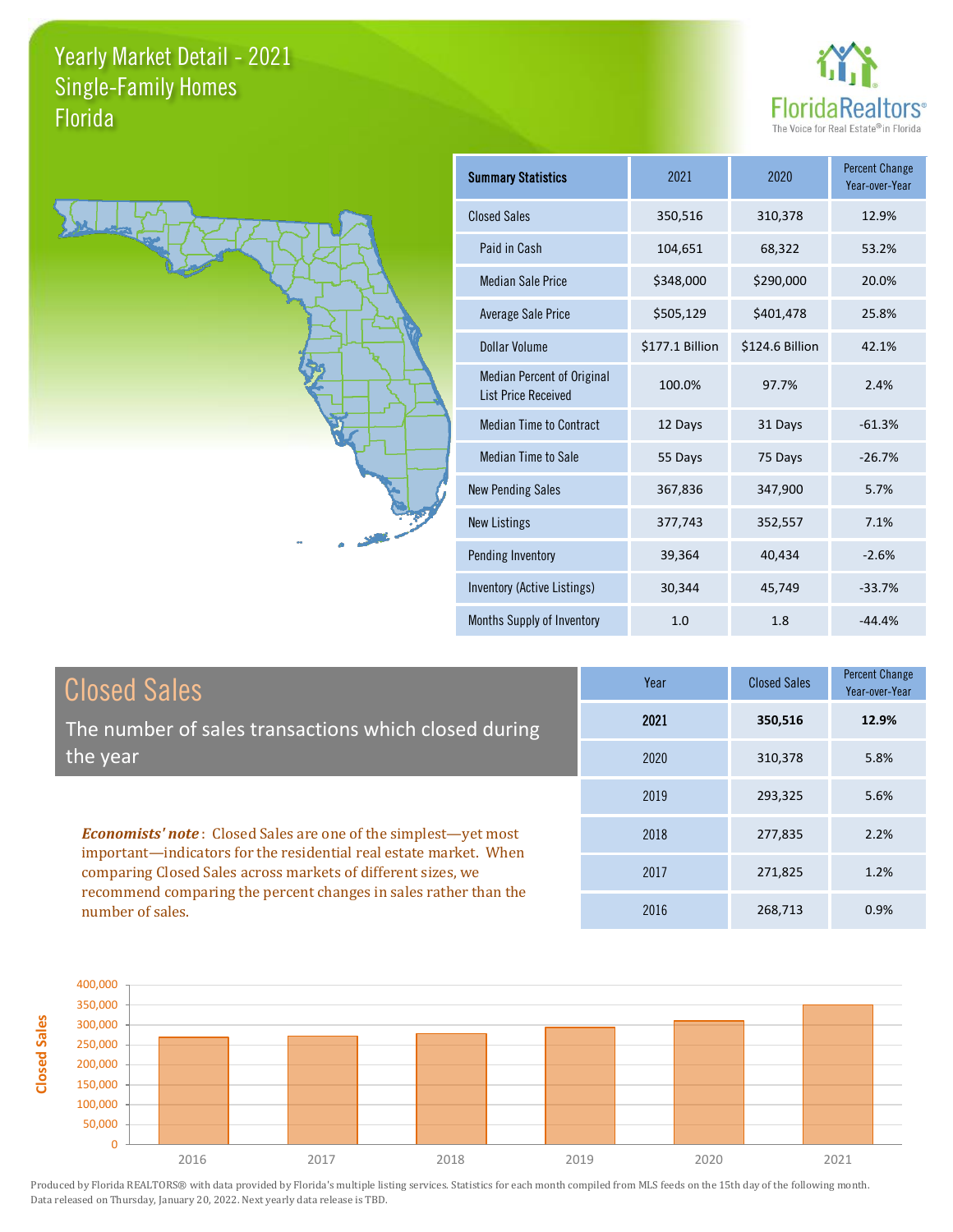# Yearly Market Detail - 2021
## Single-Family Homes
## Florida

FloridaRealtors® The Voice for Real Estate® in Florida

| Summary Statistics | 2021 | 2020 | Percent Change Year-over-Year |
|---|---|---|---|
| Closed Sales | 350,516 | 310,378 | 12.9% |
| Paid in Cash | 104,651 | 68,322 | 53.2% |
| Median Sale Price | $348,000 | $290,000 | 20.0% |
| Average Sale Price | $505,129 | $401,478 | 25.8% |
| Dollar Volume | $177.1 Billion | $124.6 Billion | 42.1% |
| Median Percent of Original List Price Received | 100.0% | 97.7% | 2.4% |
| Median Time to Contract | 12 Days | 31 Days | -61.3% |
| Median Time to Sale | 55 Days | 75 Days | -26.7% |
| New Pending Sales | 367,836 | 347,900 | 5.7% |
| New Listings | 377,743 | 352,557 | 7.1% |
| Pending Inventory | 39,364 | 40,434 | -2.6% |
| Inventory (Active Listings) | 30,344 | 45,749 | -33.7% |
| Months Supply of Inventory | 1.0 | 1.8 | -44.4% |

## Closed Sales

The number of sales transactions which closed during the year

***Economists' note***: Closed Sales are one of the simplest—yet most important—indicators for the residential real estate market. When comparing Closed Sales across markets of different sizes, we recommend comparing the percent changes in sales rather than the number of sales.

| Year | Closed Sales | Percent Change Year-over-Year |
|---|---|---|
| **2021** | **350,516** | **12.9%** |
| 2020 | 310,378 | 5.8% |
| 2019 | 293,325 | 5.6% |
| 2018 | 277,835 | 2.2% |
| 2017 | 271,825 | 1.2% |
| 2016 | 268,713 | 0.9% |

Produced by Florida REALTORS® with data provided by Florida's multiple listing services. Statistics for each month compiled from MLS feeds on the 15th day of the following month. Data released on Thursday, January 20, 2022. Next yearly data release is TBD.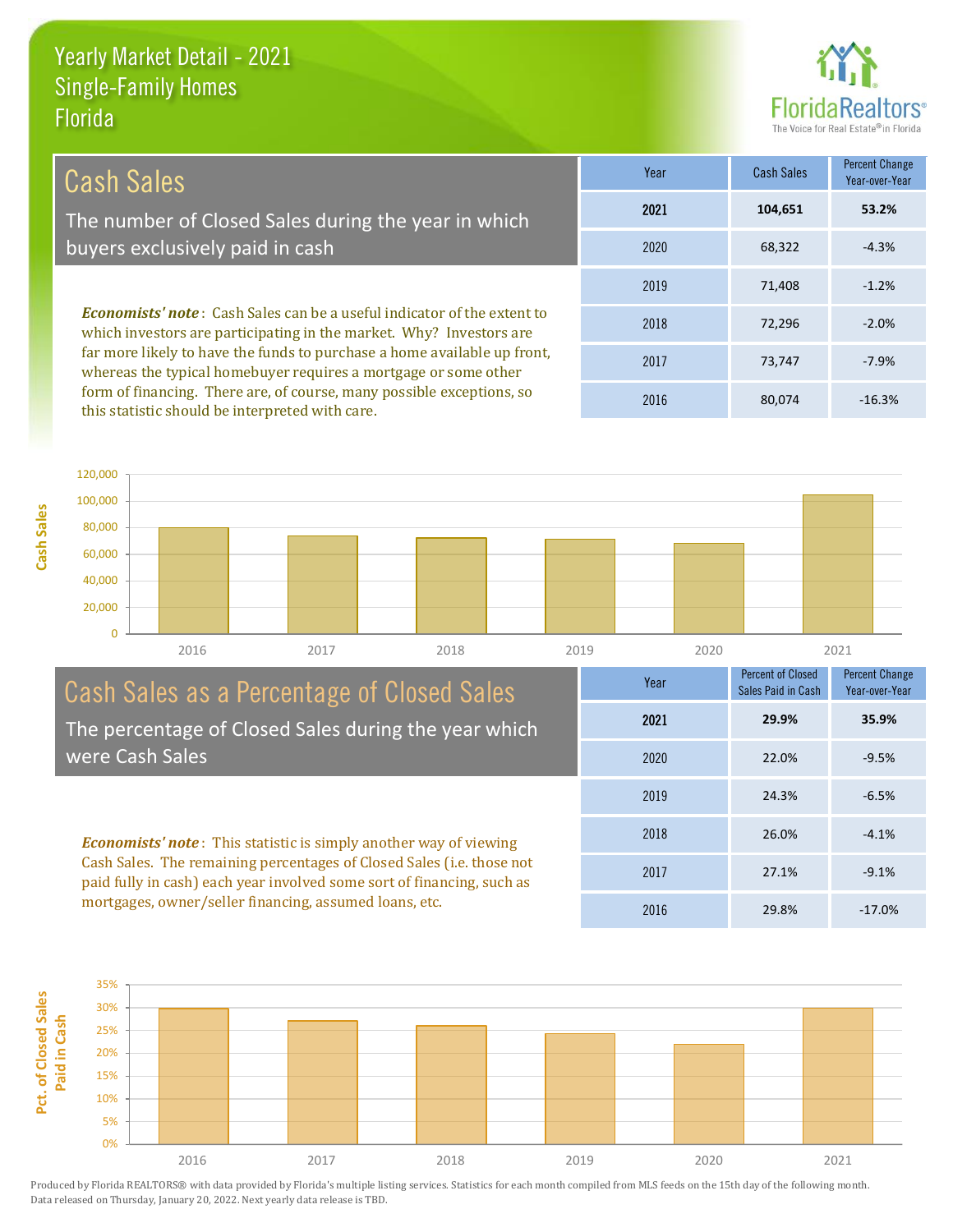# Yearly Market Detail - 2021
## Single-Family Homes
## Florida

## Cash Sales

The number of Closed Sales during the year in which buyers exclusively paid in cash

***Economists' note***: Cash Sales can be a useful indicator of the extent to which investors are participating in the market. Why? Investors are far more likely to have the funds to purchase a home available up front, whereas the typical homebuyer requires a mortgage or some other form of financing. There are, of course, many possible exceptions, so this statistic should be interpreted with care.

| Year | Cash Sales | Percent Change Year-over-Year |
|---|---|---|
| **2021** | **104,651** | **53.2%** |
| 2020 | 68,322 | -4.3% |
| 2019 | 71,408 | -1.2% |
| 2018 | 72,296 | -2.0% |
| 2017 | 73,747 | -7.9% |
| 2016 | 80,074 | -16.3% |

## Cash Sales as a Percentage of Closed Sales

The percentage of Closed Sales during the year which were Cash Sales

***Economists' note***: This statistic is simply another way of viewing Cash Sales. The remaining percentages of Closed Sales (i.e. those not paid fully in cash) each year involved some sort of financing, such as mortgages, owner/seller financing, assumed loans, etc.

| Year | Percent of Closed Sales Paid in Cash | Percent Change Year-over-Year |
|---|---|---|
| **2021** | **29.9%** | **35.9%** |
| 2020 | 22.0% | -9.5% |
| 2019 | 24.3% | -6.5% |
| 2018 | 26.0% | -4.1% |
| 2017 | 27.1% | -9.1% |
| 2016 | 29.8% | -17.0% |

Produced by Florida REALTORS® with data provided by Florida's multiple listing services. Statistics for each month compiled from MLS feeds on the 15th day of the following month. Data released on Thursday, January 20, 2022. Next yearly data release is TBD.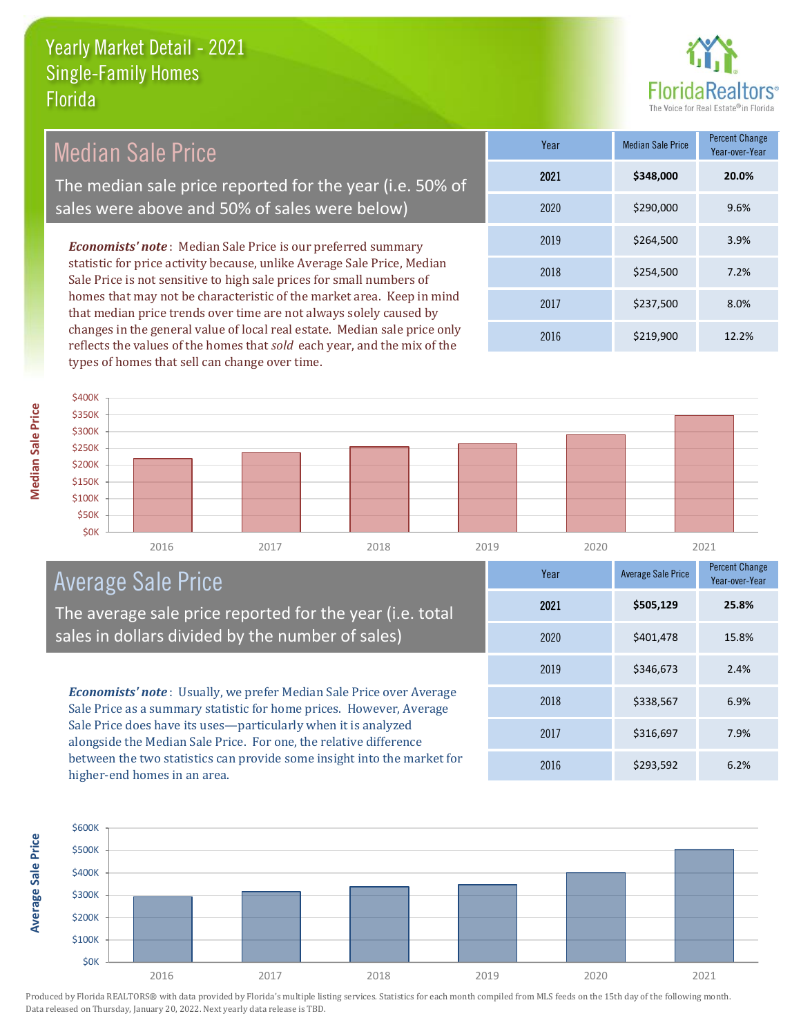# Yearly Market Detail - 2021
## Single-Family Homes
## Florida

## Median Sale Price

The median sale price reported for the year (i.e. 50% of sales were above and 50% of sales were below)

***Economists' note***: Median Sale Price is our preferred summary statistic for price activity because, unlike Average Sale Price, Median Sale Price is not sensitive to high sale prices for small numbers of homes that may not be characteristic of the market area. Keep in mind that median price trends over time are not always solely caused by changes in the general value of local real estate. Median sale price only reflects the values of the homes that *sold* each year, and the mix of the types of homes that sell can change over time.

| Year | Median Sale Price | Percent Change Year-over-Year |
|---|---|---|
| **2021** | **$348,000** | **20.0%** |
| 2020 | $290,000 | 9.6% |
| 2019 | $264,500 | 3.9% |
| 2018 | $254,500 | 7.2% |
| 2017 | $237,500 | 8.0% |
| 2016 | $219,900 | 12.2% |

## Average Sale Price

The average sale price reported for the year (i.e. total sales in dollars divided by the number of sales)

***Economists' note***: Usually, we prefer Median Sale Price over Average Sale Price as a summary statistic for home prices. However, Average Sale Price does have its uses—particularly when it is analyzed alongside the Median Sale Price. For one, the relative difference between the two statistics can provide some insight into the market for higher-end homes in an area.

| Year | Average Sale Price | Percent Change Year-over-Year |
|---|---|---|
| **2021** | **$505,129** | **25.8%** |
| 2020 | $401,478 | 15.8% |
| 2019 | $346,673 | 2.4% |
| 2018 | $338,567 | 6.9% |
| 2017 | $316,697 | 7.9% |
| 2016 | $293,592 | 6.2% |

Produced by Florida REALTORS® with data provided by Florida's multiple listing services. Statistics for each month compiled from MLS feeds on the 15th day of the following month. Data released on Thursday, January 20, 2022. Next yearly data release is TBD.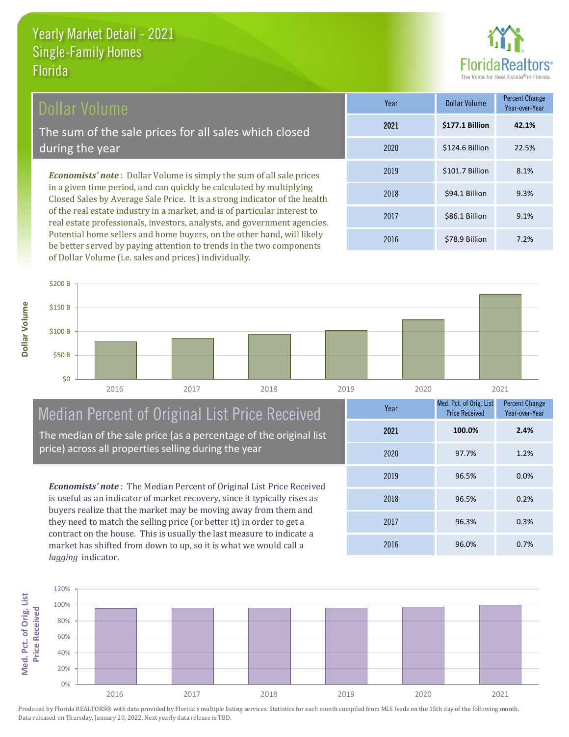# Yearly Market Detail - 2021
## Single-Family Homes
## Florida

## Dollar Volume

The sum of the sale prices for all sales which closed during the year

*Economists' note*: Dollar Volume is simply the sum of all sale prices in a given time period, and can quickly be calculated by multiplying Closed Sales by Average Sale Price. It is a strong indicator of the health of the real estate industry in a market, and is of particular interest to real estate professionals, investors, analysts, and government agencies. Potential home sellers and home buyers, on the other hand, will likely be better served by paying attention to trends in the two components of Dollar Volume (i.e. sales and prices) individually.

| Year | Dollar Volume | Percent Change Year-over-Year |
|---|---|---|
| **2021** | **$177.1 Billion** | **42.1%** |
| 2020 | $124.6 Billion | 22.5% |
| 2019 | $101.7 Billion | 8.1% |
| 2018 | $94.1 Billion | 9.3% |
| 2017 | $86.1 Billion | 9.1% |
| 2016 | $78.9 Billion | 7.2% |

## Median Percent of Original List Price Received

The median of the sale price (as a percentage of the original list price) across all properties selling during the year

*Economists' note*: The Median Percent of Original List Price Received is useful as an indicator of market recovery, since it typically rises as buyers realize that the market may be moving away from them and they need to match the selling price (or better it) in order to get a contract on the house. This is usually the last measure to indicate a market has shifted from down to up, so it is what we would call a *lagging* indicator.

| Year | Med. Pct. of Orig. List Price Received | Percent Change Year-over-Year |
|---|---|---|
| **2021** | **100.0%** | **2.4%** |
| 2020 | 97.7% | 1.2% |
| 2019 | 96.5% | 0.0% |
| 2018 | 96.5% | 0.2% |
| 2017 | 96.3% | 0.3% |
| 2016 | 96.0% | 0.7% |

Produced by Florida REALTORS® with data provided by Florida's multiple listing services. Statistics for each month compiled from MLS feeds on the 15th day of the following month. Data released on Thursday, January 20, 2022. Next yearly data release is TBD.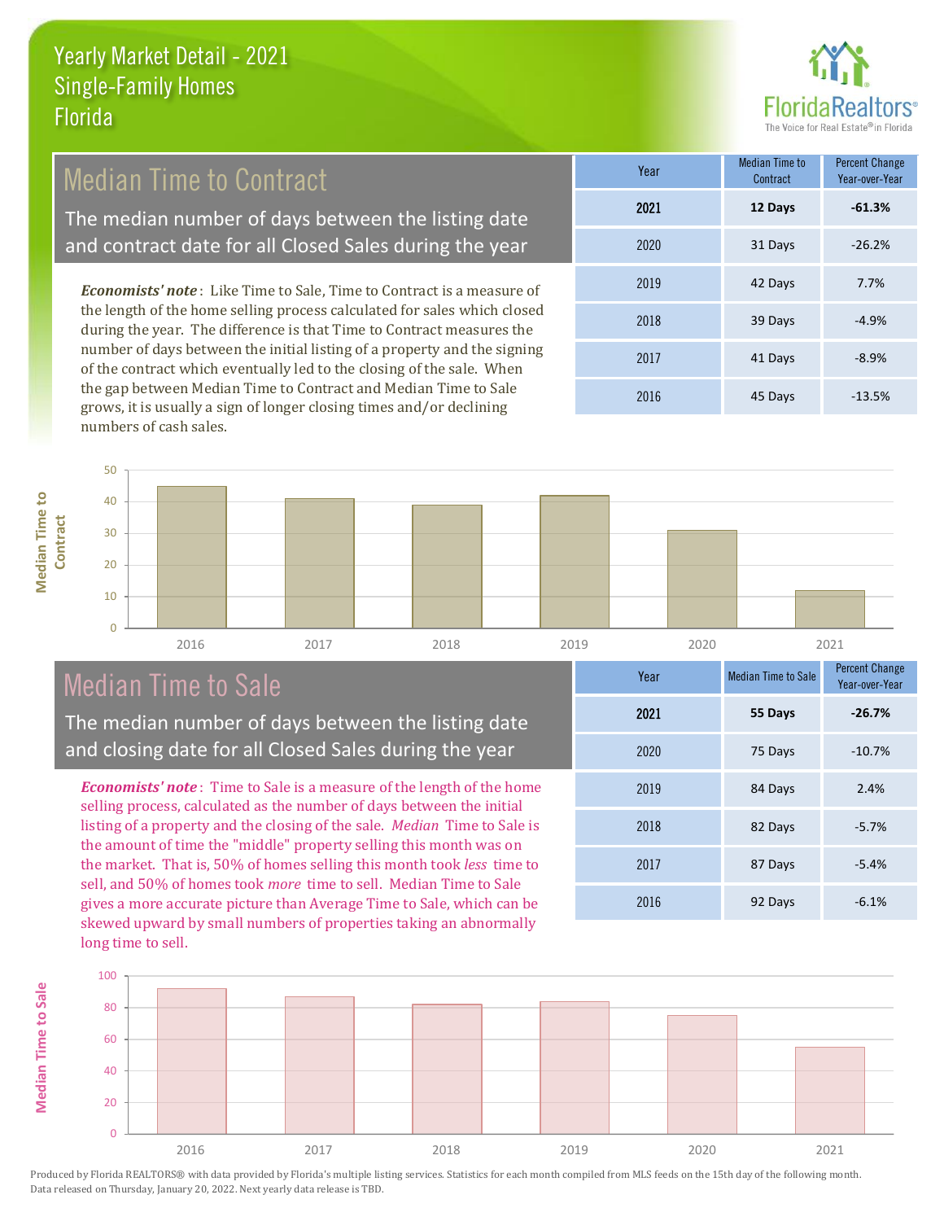# Yearly Market Detail - 2021
## Single-Family Homes
## Florida

FloridaRealtors® The Voice for Real Estate® in Florida

## Median Time to Contract

The median number of days between the listing date and contract date for all Closed Sales during the year

*Economists' note*: Like Time to Sale, Time to Contract is a measure of the length of the home selling process calculated for sales which closed during the year. The difference is that Time to Contract measures the number of days between the initial listing of a property and the signing of the contract which eventually led to the closing of the sale. When the gap between Median Time to Contract and Median Time to Sale grows, it is usually a sign of longer closing times and/or declining numbers of cash sales.

| Year | Median Time to Contract | Percent Change Year-over-Year |
|---|---|---|
| **2021** | **12 Days** | **-61.3%** |
| 2020 | 31 Days | -26.2% |
| 2019 | 42 Days | 7.7% |
| 2018 | 39 Days | -4.9% |
| 2017 | 41 Days | -8.9% |
| 2016 | 45 Days | -13.5% |

## Median Time to Sale

The median number of days between the listing date and closing date for all Closed Sales during the year

*Economists' note*: Time to Sale is a measure of the length of the home selling process, calculated as the number of days between the initial listing of a property and the closing of the sale. *Median* Time to Sale is the amount of time the "middle" property selling this month was on the market. That is, 50% of homes selling this month took *less* time to sell, and 50% of homes took *more* time to sell. Median Time to Sale gives a more accurate picture than Average Time to Sale, which can be skewed upward by small numbers of properties taking an abnormally long time to sell.

| Year | Median Time to Sale | Percent Change Year-over-Year |
|---|---|---|
| **2021** | **55 Days** | **-26.7%** |
| 2020 | 75 Days | -10.7% |
| 2019 | 84 Days | 2.4% |
| 2018 | 82 Days | -5.7% |
| 2017 | 87 Days | -5.4% |
| 2016 | 92 Days | -6.1% |

Produced by Florida REALTORS® with data provided by Florida's multiple listing services. Statistics for each month compiled from MLS feeds on the 15th day of the following month. Data released on Thursday, January 20, 2022. Next yearly data release is TBD.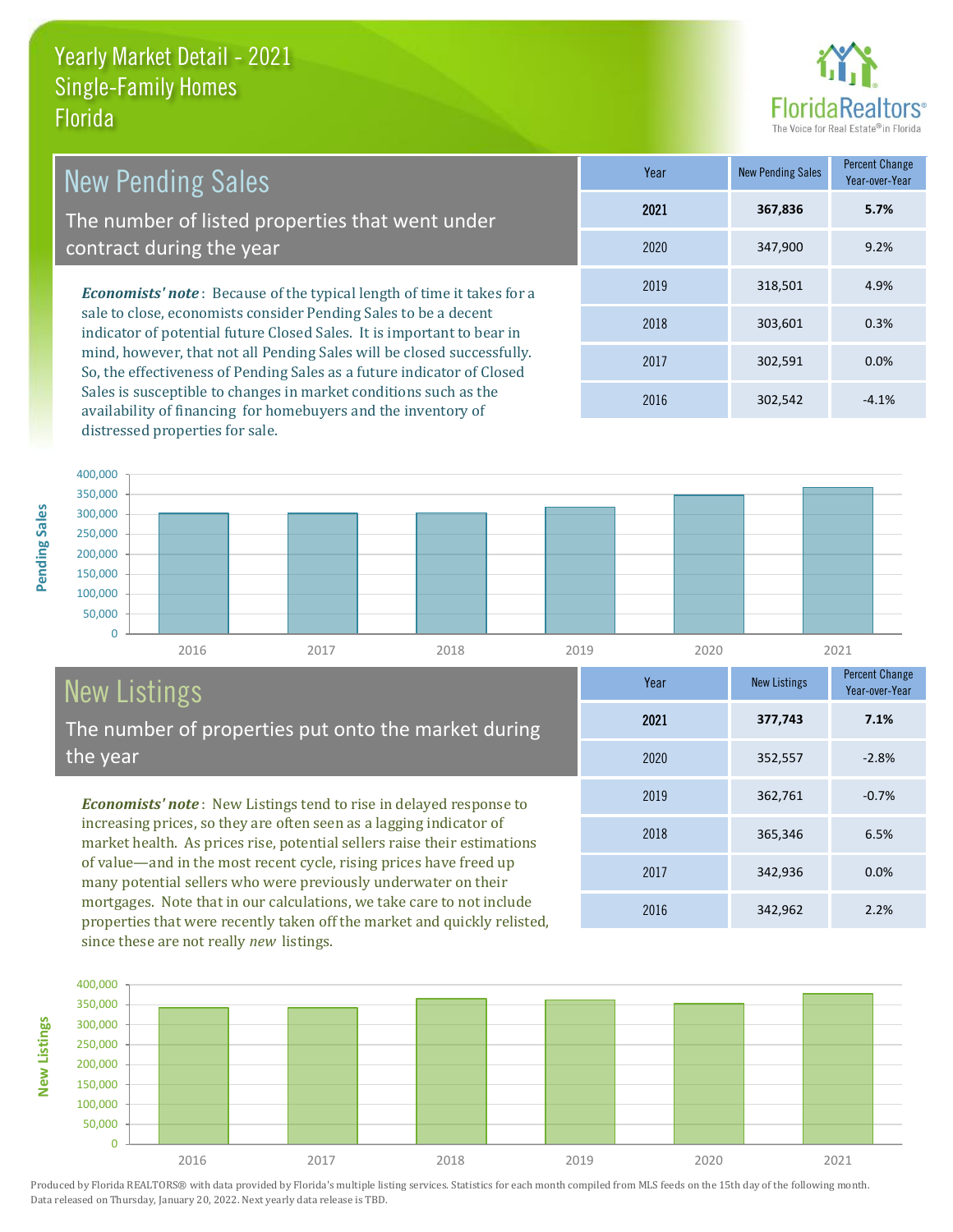# Yearly Market Detail - 2021
## Single-Family Homes
## Florida

FloridaRealtors® The Voice for Real Estate® in Florida

## New Pending Sales

The number of listed properties that went under contract during the year

***Economists' note***: Because of the typical length of time it takes for a sale to close, economists consider Pending Sales to be a decent indicator of potential future Closed Sales. It is important to bear in mind, however, that not all Pending Sales will be closed successfully. So, the effectiveness of Pending Sales as a future indicator of Closed Sales is susceptible to changes in market conditions such as the availability of financing for homebuyers and the inventory of distressed properties for sale.

| Year | New Pending Sales | Percent Change Year-over-Year |
|---|---|---|
| **2021** | **367,836** | **5.7%** |
| 2020 | 347,900 | 9.2% |
| 2019 | 318,501 | 4.9% |
| 2018 | 303,601 | 0.3% |
| 2017 | 302,591 | 0.0% |
| 2016 | 302,542 | -4.1% |

## New Listings

The number of properties put onto the market during the year

***Economists' note***: New Listings tend to rise in delayed response to increasing prices, so they are often seen as a lagging indicator of market health. As prices rise, potential sellers raise their estimations of value—and in the most recent cycle, rising prices have freed up many potential sellers who were previously underwater on their mortgages. Note that in our calculations, we take care to not include properties that were recently taken off the market and quickly relisted, since these are not really *new* listings.

| Year | New Listings | Percent Change Year-over-Year |
|---|---|---|
| **2021** | **377,743** | **7.1%** |
| 2020 | 352,557 | -2.8% |
| 2019 | 362,761 | -0.7% |
| 2018 | 365,346 | 6.5% |
| 2017 | 342,936 | 0.0% |
| 2016 | 342,962 | 2.2% |

Produced by Florida REALTORS® with data provided by Florida's multiple listing services. Statistics for each month compiled from MLS feeds on the 15th day of the following month. Data released on Thursday, January 20, 2022. Next yearly data release is TBD.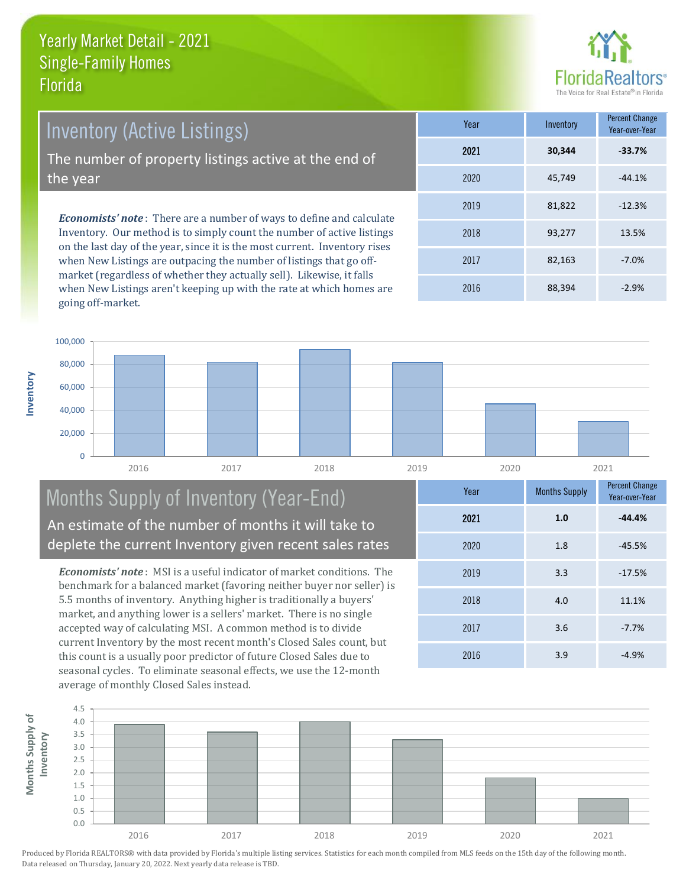# Yearly Market Detail - 2021
## Single-Family Homes
## Florida

## Inventory (Active Listings)

The number of property listings active at the end of the year

*Economists' note*: There are a number of ways to define and calculate Inventory. Our method is to simply count the number of active listings on the last day of the year, since it is the most current. Inventory rises when New Listings are outpacing the number of listings that go off-market (regardless of whether they actually sell). Likewise, it falls when New Listings aren't keeping up with the rate at which homes are going off-market.

| Year | Inventory | Percent Change Year-over-Year |
|---|---|---|
| **2021** | **30,344** | **-33.7%** |
| 2020 | 45,749 | -44.1% |
| 2019 | 81,822 | -12.3% |
| 2018 | 93,277 | 13.5% |
| 2017 | 82,163 | -7.0% |
| 2016 | 88,394 | -2.9% |

## Months Supply of Inventory (Year-End)

An estimate of the number of months it will take to deplete the current Inventory given recent sales rates

*Economists' note*: MSI is a useful indicator of market conditions. The benchmark for a balanced market (favoring neither buyer nor seller) is 5.5 months of inventory. Anything higher is traditionally a buyers' market, and anything lower is a sellers' market. There is no single accepted way of calculating MSI. A common method is to divide current Inventory by the most recent month's Closed Sales count, but this count is a usually poor predictor of future Closed Sales due to seasonal cycles. To eliminate seasonal effects, we use the 12-month average of monthly Closed Sales instead.

| Year | Months Supply | Percent Change Year-over-Year |
|---|---|---|
| **2021** | **1.0** | **-44.4%** |
| 2020 | 1.8 | -45.5% |
| 2019 | 3.3 | -17.5% |
| 2018 | 4.0 | 11.1% |
| 2017 | 3.6 | -7.7% |
| 2016 | 3.9 | -4.9% |

Produced by Florida REALTORS® with data provided by Florida's multiple listing services. Statistics for each month compiled from MLS feeds on the 15th day of the following month. Data released on Thursday, January 20, 2022. Next yearly data release is TBD.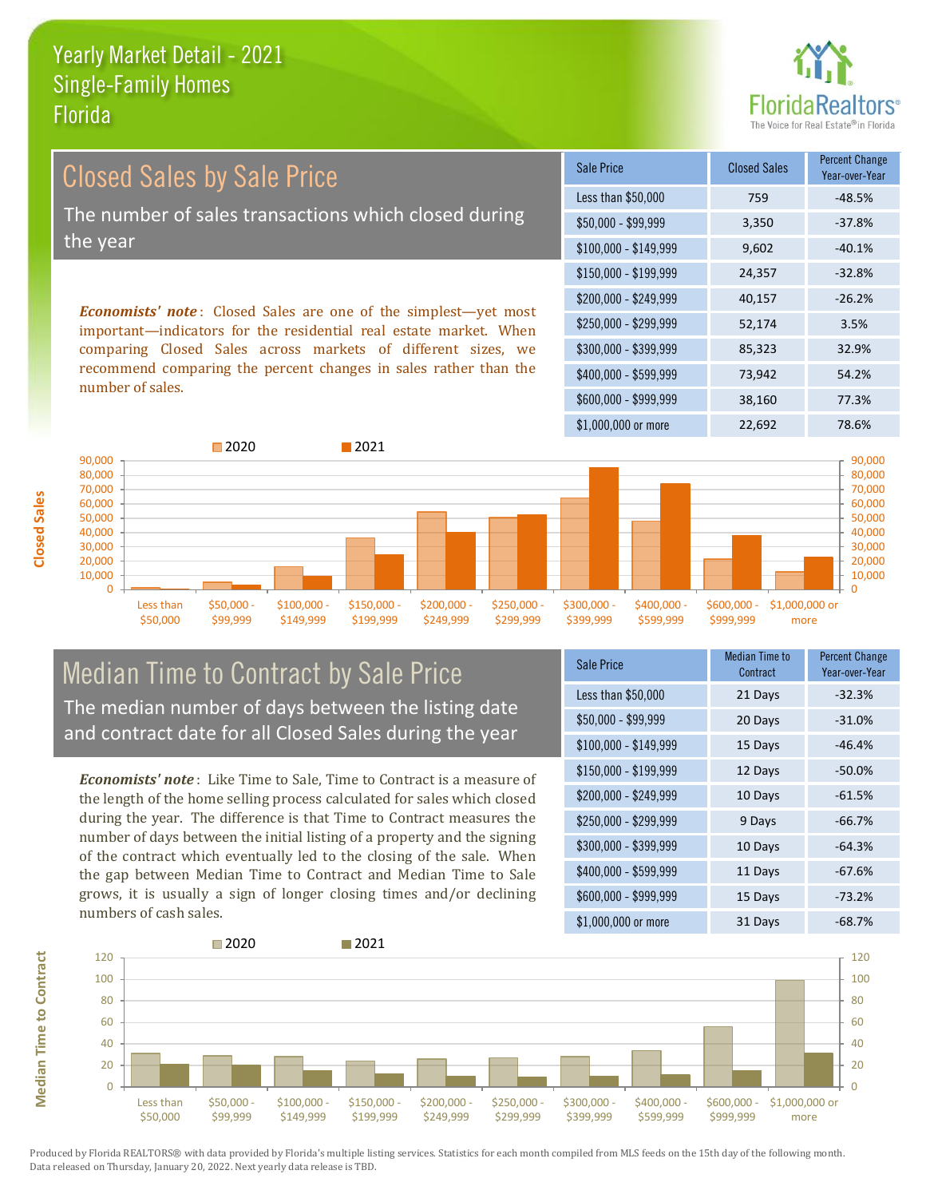# Yearly Market Detail - 2021
## Single-Family Homes
## Florida

## Closed Sales by Sale Price

The number of sales transactions which closed during the year

***Economists' note***: Closed Sales are one of the simplest—yet most important—indicators for the residential real estate market. When comparing Closed Sales across markets of different sizes, we recommend comparing the percent changes in sales rather than the number of sales.

| Sale Price | Closed Sales | Percent Change Year-over-Year |
| --- | --- | --- |
| Less than $50,000 | 759 | -48.5% |
| $50,000 - $99,999 | 3,350 | -37.8% |
| $100,000 - $149,999 | 9,602 | -40.1% |
| $150,000 - $199,999 | 24,357 | -32.8% |
| $200,000 - $249,999 | 40,157 | -26.2% |
| $250,000 - $299,999 | 52,174 | 3.5% |
| $300,000 - $399,999 | 85,323 | 32.9% |
| $400,000 - $599,999 | 73,942 | 54.2% |
| $600,000 - $999,999 | 38,160 | 77.3% |
| $1,000,000 or more | 22,692 | 78.6% |

## Median Time to Contract by Sale Price

The median number of days between the listing date and contract date for all Closed Sales during the year

***Economists' note***: Like Time to Sale, Time to Contract is a measure of the length of the home selling process calculated for sales which closed during the year. The difference is that Time to Contract measures the number of days between the initial listing of a property and the signing of the contract which eventually led to the closing of the sale. When the gap between Median Time to Contract and Median Time to Sale grows, it is usually a sign of longer closing times and/or declining numbers of cash sales.

| Sale Price | Median Time to Contract | Percent Change Year-over-Year |
| --- | --- | --- |
| Less than $50,000 | 21 Days | -32.3% |
| $50,000 - $99,999 | 20 Days | -31.0% |
| $100,000 - $149,999 | 15 Days | -46.4% |
| $150,000 - $199,999 | 12 Days | -50.0% |
| $200,000 - $249,999 | 10 Days | -61.5% |
| $250,000 - $299,999 | 9 Days | -66.7% |
| $300,000 - $399,999 | 10 Days | -64.3% |
| $400,000 - $599,999 | 11 Days | -67.6% |
| $600,000 - $999,999 | 15 Days | -73.2% |
| $1,000,000 or more | 31 Days | -68.7% |

Produced by Florida REALTORS® with data provided by Florida's multiple listing services. Statistics for each month compiled from MLS feeds on the 15th day of the following month. Data released on Thursday, January 20, 2022. Next yearly data release is TBD.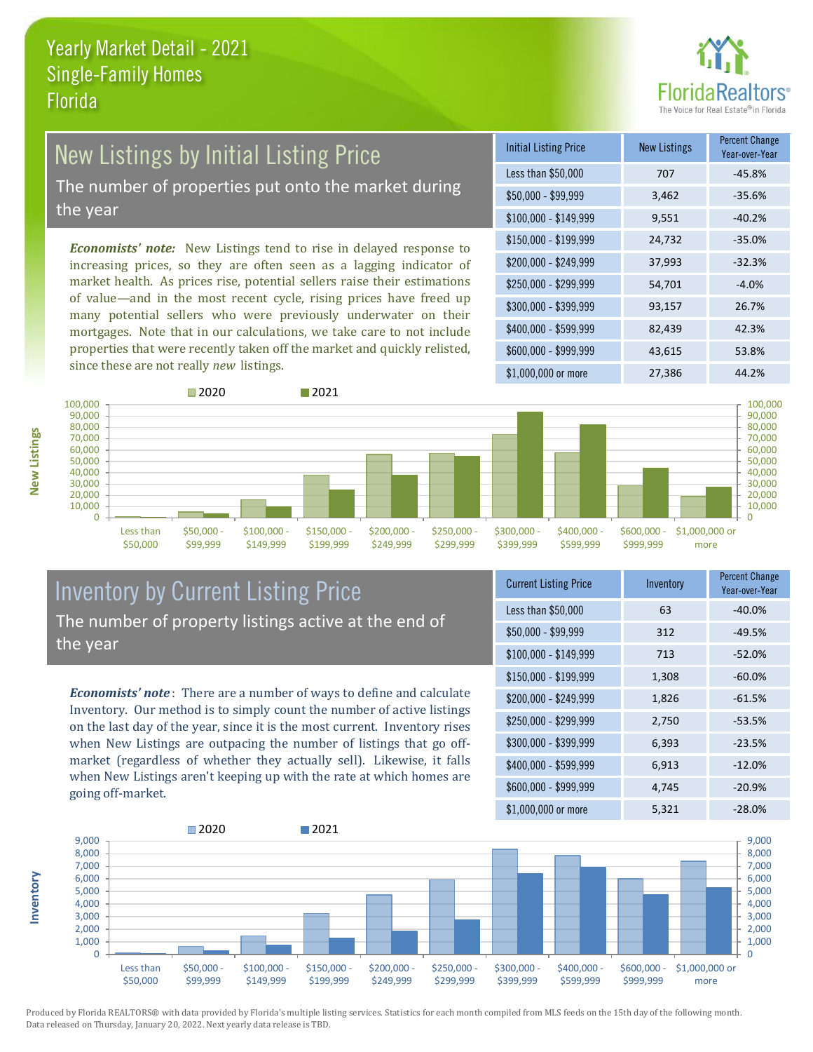# Yearly Market Detail - 2021
## Single-Family Homes
## Florida

## New Listings by Initial Listing Price

The number of properties put onto the market during the year

*Economists' note:* New Listings tend to rise in delayed response to increasing prices, so they are often seen as a lagging indicator of market health. As prices rise, potential sellers raise their estimations of value—and in the most recent cycle, rising prices have freed up many potential sellers who were previously underwater on their mortgages. Note that in our calculations, we take care to not include properties that were recently taken off the market and quickly relisted, since these are not really *new* listings.

| Initial Listing Price | New Listings | Percent Change Year-over-Year |
|---|---|---|
| Less than $50,000 | 707 | -45.8% |
| $50,000 - $99,999 | 3,462 | -35.6% |
| $100,000 - $149,999 | 9,551 | -40.2% |
| $150,000 - $199,999 | 24,732 | -35.0% |
| $200,000 - $249,999 | 37,993 | -32.3% |
| $250,000 - $299,999 | 54,701 | -4.0% |
| $300,000 - $399,999 | 93,157 | 26.7% |
| $400,000 - $599,999 | 82,439 | 42.3% |
| $600,000 - $999,999 | 43,615 | 53.8% |
| $1,000,000 or more | 27,386 | 44.2% |

## Inventory by Current Listing Price

The number of property listings active at the end of the year

*Economists' note*: There are a number of ways to define and calculate Inventory. Our method is to simply count the number of active listings on the last day of the year, since it is the most current. Inventory rises when New Listings are outpacing the number of listings that go off-market (regardless of whether they actually sell). Likewise, it falls when New Listings aren't keeping up with the rate at which homes are going off-market.

| Current Listing Price | Inventory | Percent Change Year-over-Year |
|---|---|---|
| Less than $50,000 | 63 | -40.0% |
| $50,000 - $99,999 | 312 | -49.5% |
| $100,000 - $149,999 | 713 | -52.0% |
| $150,000 - $199,999 | 1,308 | -60.0% |
| $200,000 - $249,999 | 1,826 | -61.5% |
| $250,000 - $299,999 | 2,750 | -53.5% |
| $300,000 - $399,999 | 6,393 | -23.5% |
| $400,000 - $599,999 | 6,913 | -12.0% |
| $600,000 - $999,999 | 4,745 | -20.9% |
| $1,000,000 or more | 5,321 | -28.0% |

Produced by Florida REALTORS® with data provided by Florida's multiple listing services. Statistics for each month compiled from MLS feeds on the 15th day of the following month. Data released on Thursday, January 20, 2022. Next yearly data release is TBD.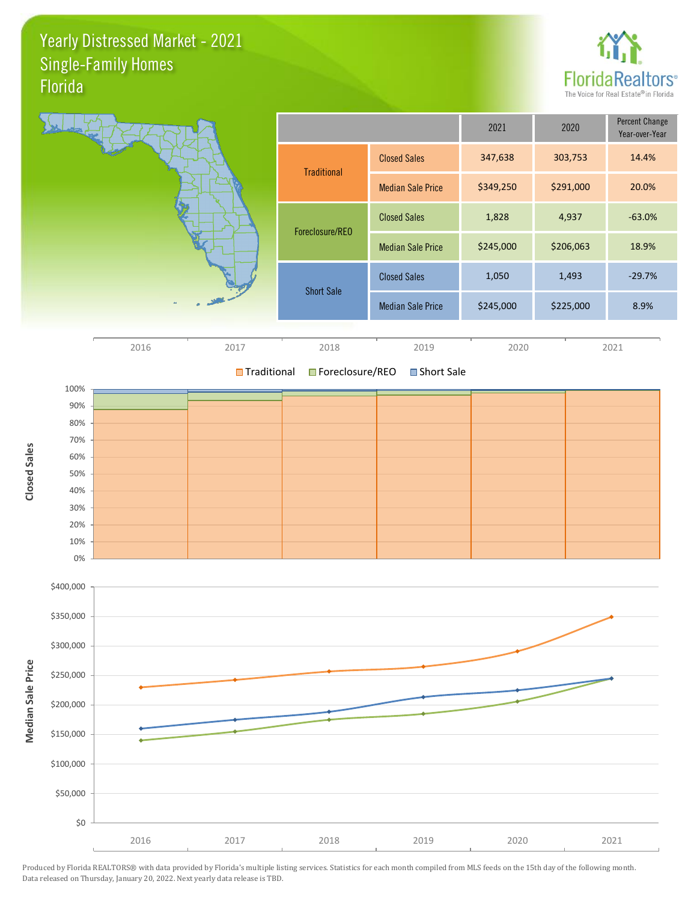# Yearly Distressed Market - 2021
## Single-Family Homes
## Florida

FloridaRealtors®
The Voice for Real Estate® in Florida

| | | 2021 | 2020 | Percent Change Year-over-Year |
|---|---|---|---|---|
| Traditional | Closed Sales | 347,638 | 303,753 | 14.4% |
| | Median Sale Price | $349,250 | $291,000 | 20.0% |
| Foreclosure/REO | Closed Sales | 1,828 | 4,937 | -63.0% |
| | Median Sale Price | $245,000 | $206,063 | 18.9% |
| Short Sale | Closed Sales | 1,050 | 1,493 | -29.7% |
| | Median Sale Price | $245,000 | $225,000 | 8.9% |

2016 2017 2018 2019 2020 2021

Traditional Foreclosure/REO Short Sale

Closed Sales

100% 90% 80% 70% 60% 50% 40% 30% 20% 10% 0%

Median Sale Price

$400,000 $350,000 $300,000 $250,000 $200,000 $150,000 $100,000 $50,000 $0

2016 2017 2018 2019 2020 2021

Produced by Florida REALTORS® with data provided by Florida's multiple listing services. Statistics for each month compiled from MLS feeds on the 15th day of the following month. Data released on Thursday, January 20, 2022. Next yearly data release is TBD.